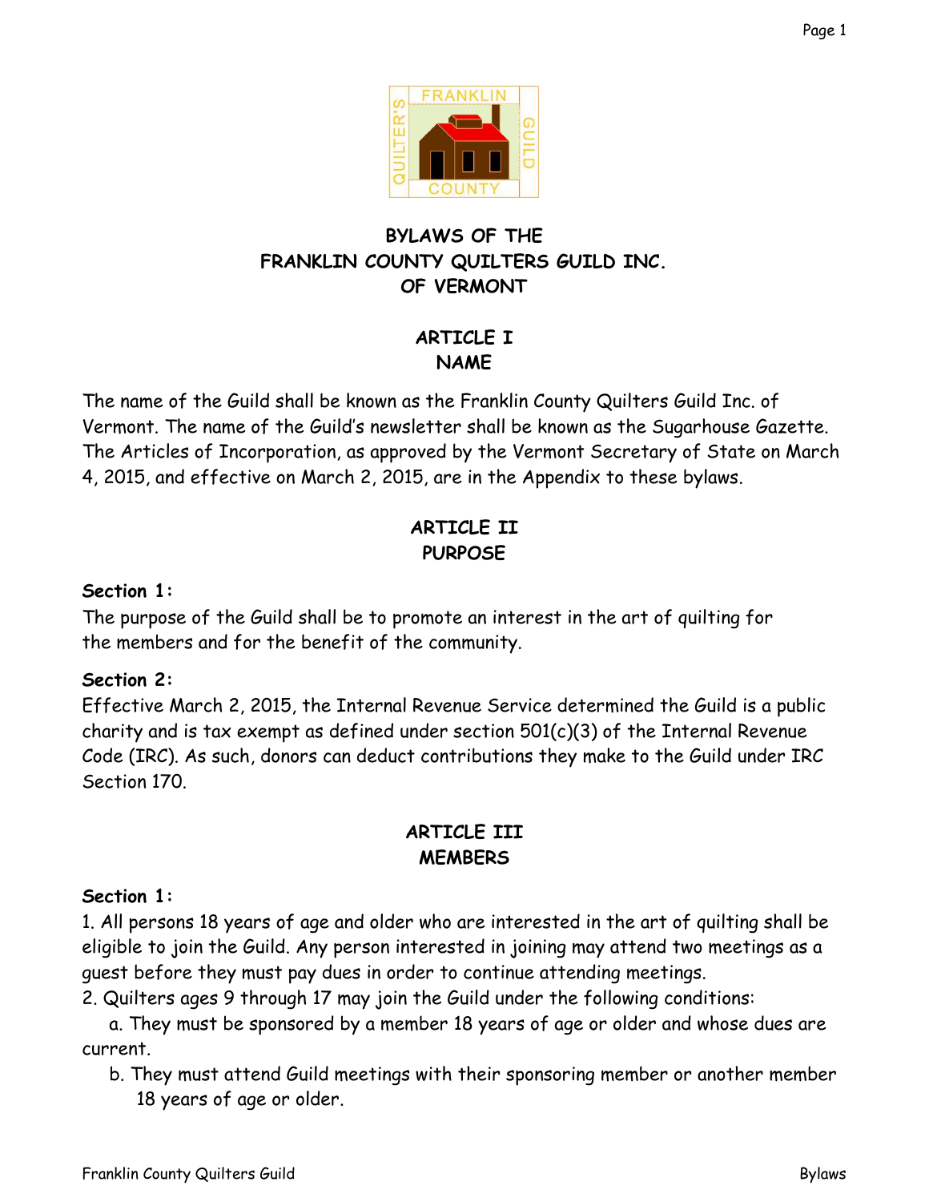# BYLAWS OF THE FRANKLIN COUNTY QUILTERS GUILD INC. OF VERMONT

## ARTICLE I
## NAME

The name of the Guild shall be known as the Franklin County Quilters Guild Inc. of Vermont. The name of the Guild's newsletter shall be known as the Sugarhouse Gazette. The Articles of Incorporation, as approved by the Vermont Secretary of State on March 4, 2015, and effective on March 2, 2015, are in the Appendix to these bylaws.

## ARTICLE II
## PURPOSE

**Section 1:**
The purpose of the Guild shall be to promote an interest in the art of quilting for the members and for the benefit of the community.

**Section 2:**
Effective March 2, 2015, the Internal Revenue Service determined the Guild is a public charity and is tax exempt as defined under section 501(c)(3) of the Internal Revenue Code (IRC). As such, donors can deduct contributions they make to the Guild under IRC Section 170.

## ARTICLE III
## MEMBERS

**Section 1:**

1. All persons 18 years of age and older who are interested in the art of quilting shall be eligible to join the Guild. Any person interested in joining may attend two meetings as a guest before they must pay dues in order to continue attending meetings.
2. Quilters ages 9 through 17 may join the Guild under the following conditions:
   a. They must be sponsored by a member 18 years of age or older and whose dues are current.
   b. They must attend Guild meetings with their sponsoring member or another member 18 years of age or older.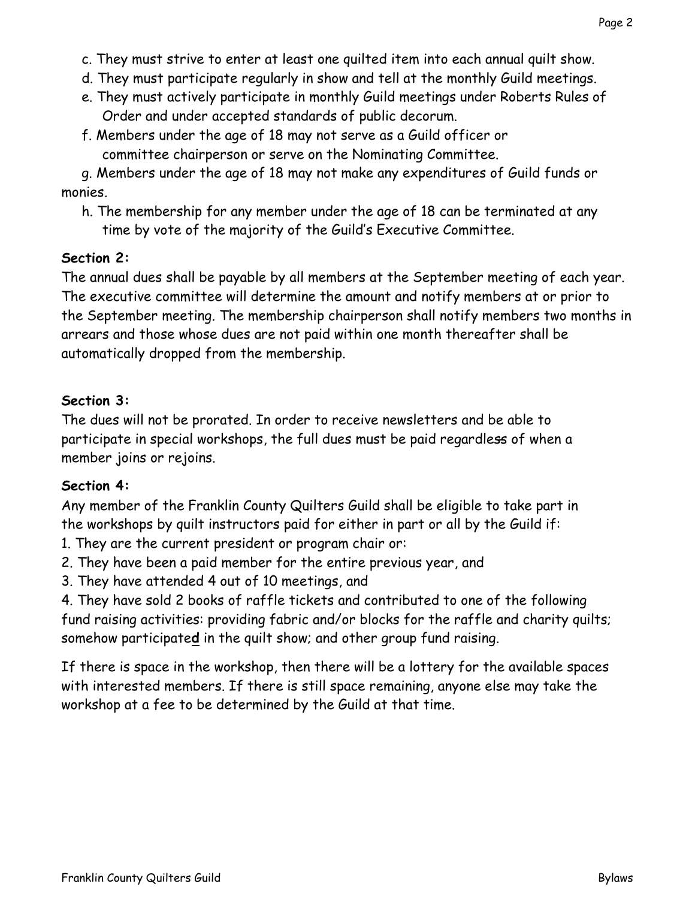c. They must strive to enter at least one quilted item into each annual quilt show.
d. They must participate regularly in show and tell at the monthly Guild meetings.
e. They must actively participate in monthly Guild meetings under Roberts Rules of Order and under accepted standards of public decorum.
f. Members under the age of 18 may not serve as a Guild officer or committee chairperson or serve on the Nominating Committee.
g. Members under the age of 18 may not make any expenditures of Guild funds or monies.
h. The membership for any member under the age of 18 can be terminated at any time by vote of the majority of the Guild's Executive Committee.

**Section 2:**

The annual dues shall be payable by all members at the September meeting of each year. The executive committee will determine the amount and notify members at or prior to the September meeting. The membership chairperson shall notify members two months in arrears and those whose dues are not paid within one month thereafter shall be automatically dropped from the membership.

**Section 3:**

The dues will not be prorated. In order to receive newsletters and be able to participate in special workshops, the full dues must be paid regardless of when a member joins or rejoins.

**Section 4:**

Any member of the Franklin County Quilters Guild shall be eligible to take part in the workshops by quilt instructors paid for either in part or all by the Guild if:

1. They are the current president or program chair or:
2. They have been a paid member for the entire previous year, and
3. They have attended 4 out of 10 meetings, and
4. They have sold 2 books of raffle tickets and contributed to one of the following fund raising activities: providing fabric and/or blocks for the raffle and charity quilts; somehow participate**d** in the quilt show; and other group fund raising.

If there is space in the workshop, then there will be a lottery for the available spaces with interested members. If there is still space remaining, anyone else may take the workshop at a fee to be determined by the Guild at that time.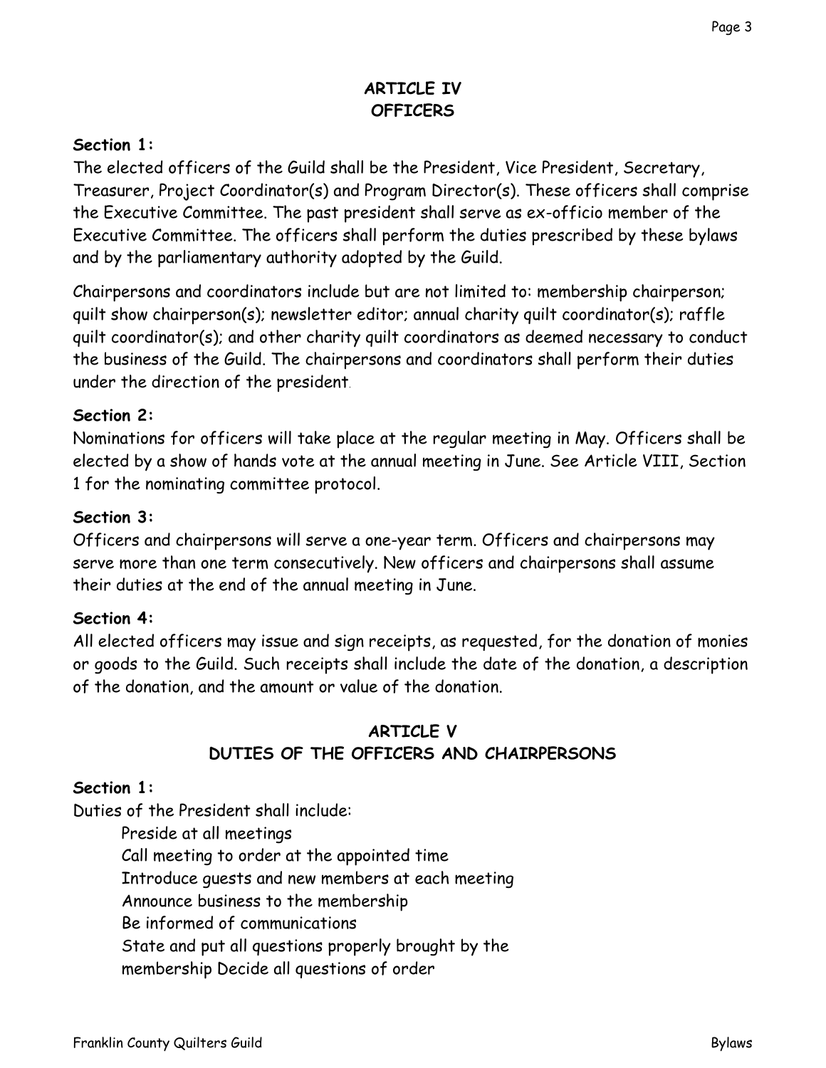## ARTICLE IV
## OFFICERS

**Section 1:**

The elected officers of the Guild shall be the President, Vice President, Secretary, Treasurer, Project Coordinator(s) and Program Director(s). These officers shall comprise the Executive Committee. The past president shall serve as ex-officio member of the Executive Committee. The officers shall perform the duties prescribed by these bylaws and by the parliamentary authority adopted by the Guild.

Chairpersons and coordinators include but are not limited to: membership chairperson; quilt show chairperson(s); newsletter editor; annual charity quilt coordinator(s); raffle quilt coordinator(s); and other charity quilt coordinators as deemed necessary to conduct the business of the Guild. The chairpersons and coordinators shall perform their duties under the direction of the president.

**Section 2:**

Nominations for officers will take place at the regular meeting in May. Officers shall be elected by a show of hands vote at the annual meeting in June. See Article VIII, Section 1 for the nominating committee protocol.

**Section 3:**

Officers and chairpersons will serve a one-year term. Officers and chairpersons may serve more than one term consecutively. New officers and chairpersons shall assume their duties at the end of the annual meeting in June.

**Section 4:**

All elected officers may issue and sign receipts, as requested, for the donation of monies or goods to the Guild. Such receipts shall include the date of the donation, a description of the donation, and the amount or value of the donation.

## ARTICLE V
## DUTIES OF THE OFFICERS AND CHAIRPERSONS

**Section 1:**

Duties of the President shall include:

- Preside at all meetings
- Call meeting to order at the appointed time
- Introduce guests and new members at each meeting
- Announce business to the membership
- Be informed of communications
- State and put all questions properly brought by the membership Decide all questions of order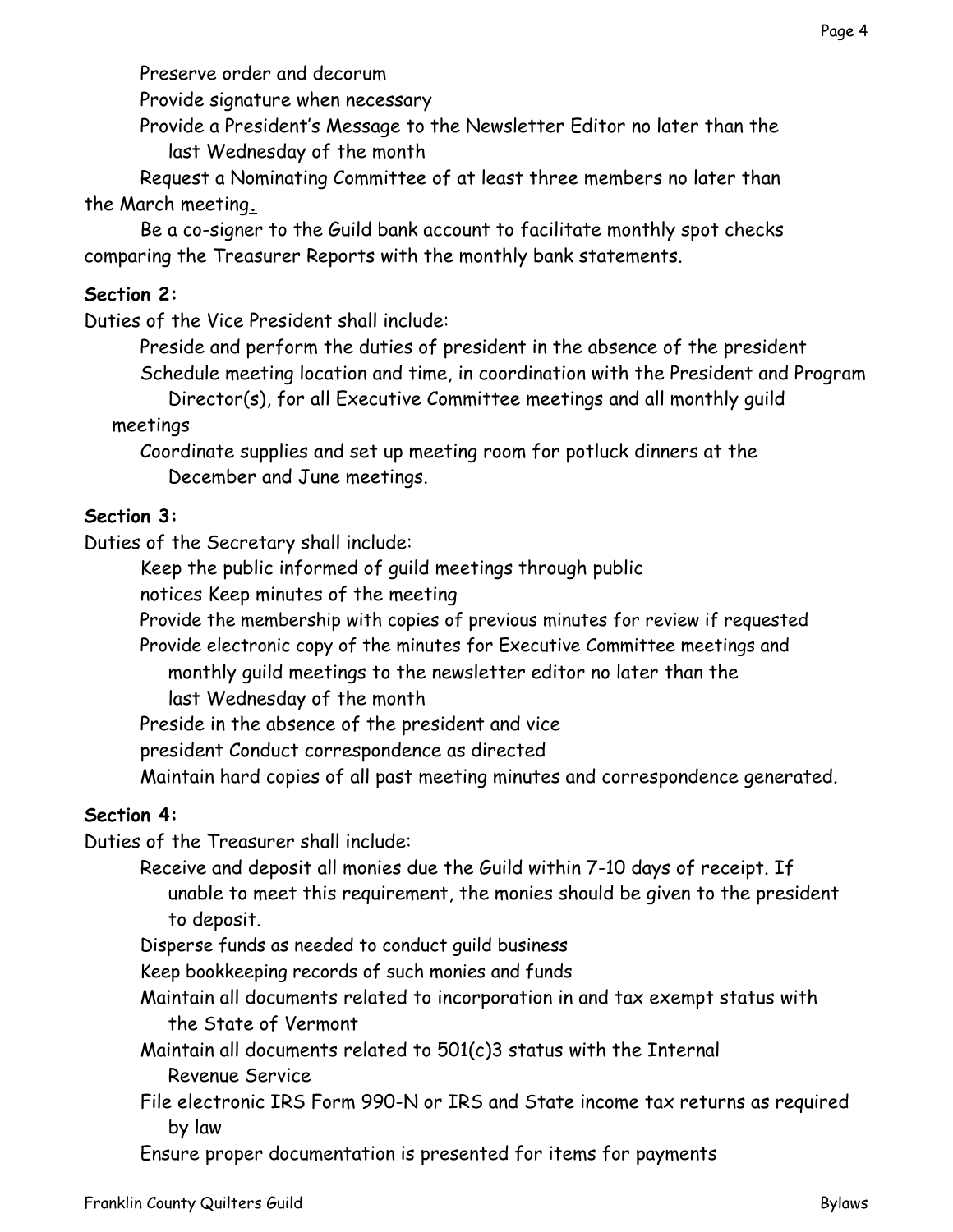Preserve order and decorum

Provide signature when necessary

Provide a President's Message to the Newsletter Editor no later than the last Wednesday of the month

Request a Nominating Committee of at least three members no later than the March meeting.

Be a co-signer to the Guild bank account to facilitate monthly spot checks comparing the Treasurer Reports with the monthly bank statements.

**Section 2:**

Duties of the Vice President shall include:

Preside and perform the duties of president in the absence of the president

Schedule meeting location and time, in coordination with the President and Program Director(s), for all Executive Committee meetings and all monthly guild meetings

Coordinate supplies and set up meeting room for potluck dinners at the December and June meetings.

**Section 3:**

Duties of the Secretary shall include:

Keep the public informed of guild meetings through public notices

Keep minutes of the meeting

Provide the membership with copies of previous minutes for review if requested

Provide electronic copy of the minutes for Executive Committee meetings and monthly guild meetings to the newsletter editor no later than the last Wednesday of the month

Preside in the absence of the president and vice president

Conduct correspondence as directed

Maintain hard copies of all past meeting minutes and correspondence generated.

**Section 4:**

Duties of the Treasurer shall include:

Receive and deposit all monies due the Guild within 7-10 days of receipt. If unable to meet this requirement, the monies should be given to the president to deposit.

Disperse funds as needed to conduct guild business

Keep bookkeeping records of such monies and funds

Maintain all documents related to incorporation in and tax exempt status with the State of Vermont

Maintain all documents related to 501(c)3 status with the Internal Revenue Service

File electronic IRS Form 990-N or IRS and State income tax returns as required by law

Ensure proper documentation is presented for items for payments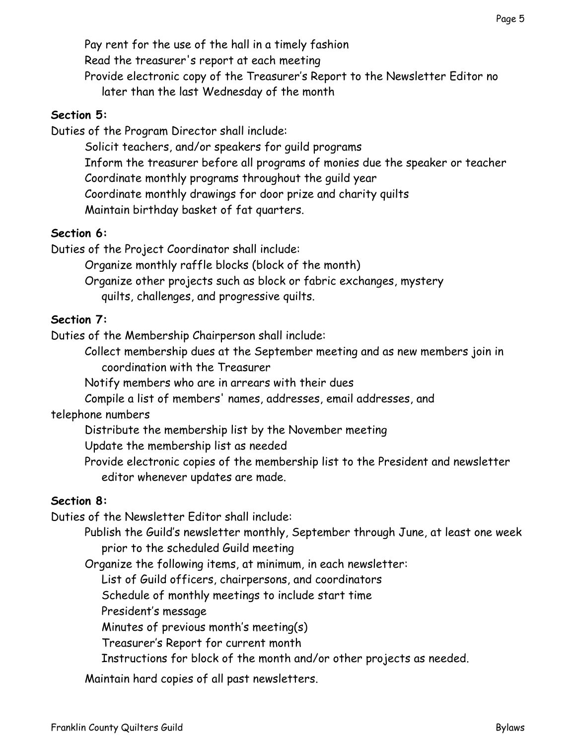Pay rent for the use of the hall in a timely fashion

Read the treasurer's report at each meeting

Provide electronic copy of the Treasurer's Report to the Newsletter Editor no later than the last Wednesday of the month

**Section 5:**

Duties of the Program Director shall include:

Solicit teachers, and/or speakers for guild programs

Inform the treasurer before all programs of monies due the speaker or teacher

Coordinate monthly programs throughout the guild year

Coordinate monthly drawings for door prize and charity quilts

Maintain birthday basket of fat quarters.

**Section 6:**

Duties of the Project Coordinator shall include:

Organize monthly raffle blocks (block of the month)

Organize other projects such as block or fabric exchanges, mystery quilts, challenges, and progressive quilts.

**Section 7:**

Duties of the Membership Chairperson shall include:

Collect membership dues at the September meeting and as new members join in coordination with the Treasurer

Notify members who are in arrears with their dues

Compile a list of members' names, addresses, email addresses, and telephone numbers

Distribute the membership list by the November meeting

Update the membership list as needed

Provide electronic copies of the membership list to the President and newsletter editor whenever updates are made.

**Section 8:**

Duties of the Newsletter Editor shall include:

Publish the Guild's newsletter monthly, September through June, at least one week prior to the scheduled Guild meeting

Organize the following items, at minimum, in each newsletter:

- List of Guild officers, chairpersons, and coordinators
- Schedule of monthly meetings to include start time
- President's message
- Minutes of previous month's meeting(s)
- Treasurer's Report for current month
- Instructions for block of the month and/or other projects as needed.

Maintain hard copies of all past newsletters.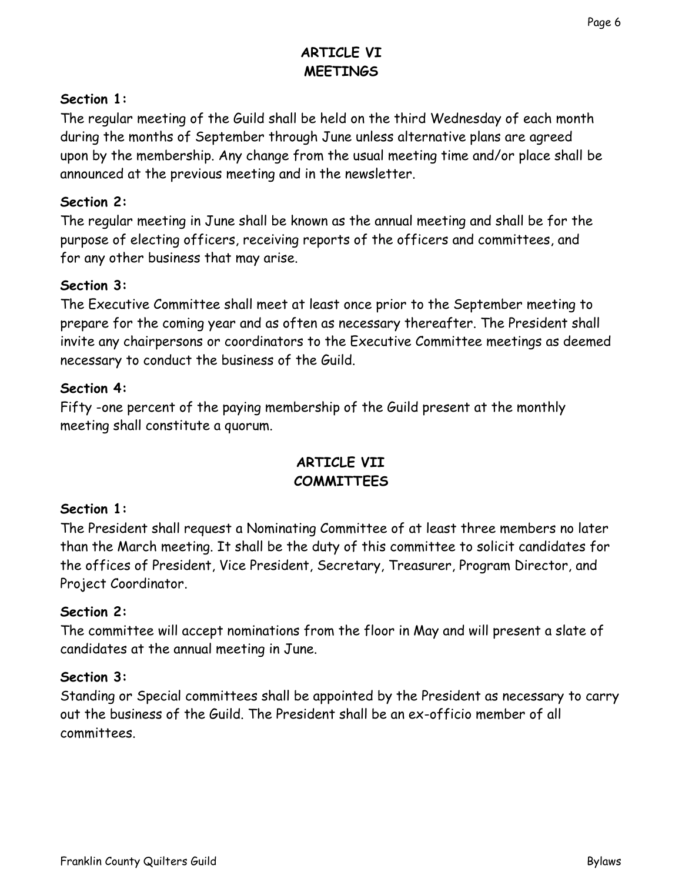## ARTICLE VI
## MEETINGS

**Section 1:**
The regular meeting of the Guild shall be held on the third Wednesday of each month during the months of September through June unless alternative plans are agreed upon by the membership. Any change from the usual meeting time and/or place shall be announced at the previous meeting and in the newsletter.

**Section 2:**
The regular meeting in June shall be known as the annual meeting and shall be for the purpose of electing officers, receiving reports of the officers and committees, and for any other business that may arise.

**Section 3:**
The Executive Committee shall meet at least once prior to the September meeting to prepare for the coming year and as often as necessary thereafter. The President shall invite any chairpersons or coordinators to the Executive Committee meetings as deemed necessary to conduct the business of the Guild.

**Section 4:**
Fifty -one percent of the paying membership of the Guild present at the monthly meeting shall constitute a quorum.

## ARTICLE VII
## COMMITTEES

**Section 1:**
The President shall request a Nominating Committee of at least three members no later than the March meeting. It shall be the duty of this committee to solicit candidates for the offices of President, Vice President, Secretary, Treasurer, Program Director, and Project Coordinator.

**Section 2:**
The committee will accept nominations from the floor in May and will present a slate of candidates at the annual meeting in June.

**Section 3:**
Standing or Special committees shall be appointed by the President as necessary to carry out the business of the Guild. The President shall be an ex-officio member of all committees.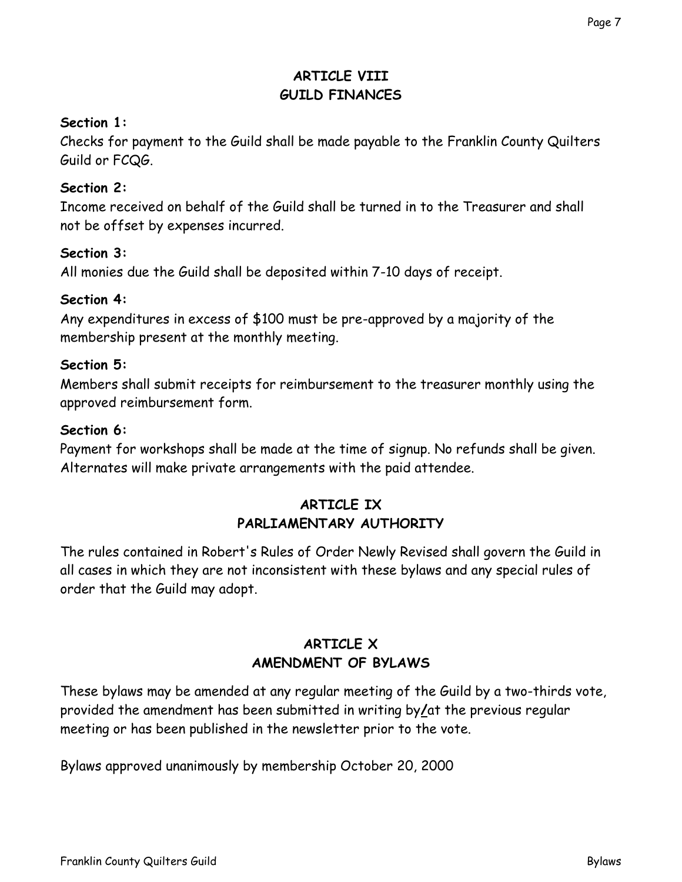## ARTICLE VIII
## GUILD FINANCES

**Section 1:**
Checks for payment to the Guild shall be made payable to the Franklin County Quilters Guild or FCQG.

**Section 2:**
Income received on behalf of the Guild shall be turned in to the Treasurer and shall not be offset by expenses incurred.

**Section 3:**
All monies due the Guild shall be deposited within 7-10 days of receipt.

**Section 4:**
Any expenditures in excess of $100 must be pre-approved by a majority of the membership present at the monthly meeting.

**Section 5:**
Members shall submit receipts for reimbursement to the treasurer monthly using the approved reimbursement form.

**Section 6:**
Payment for workshops shall be made at the time of signup. No refunds shall be given. Alternates will make private arrangements with the paid attendee.

## ARTICLE IX
## PARLIAMENTARY AUTHORITY

The rules contained in Robert's Rules of Order Newly Revised shall govern the Guild in all cases in which they are not inconsistent with these bylaws and any special rules of order that the Guild may adopt.

## ARTICLE X
## AMENDMENT OF BYLAWS

These bylaws may be amended at any regular meeting of the Guild by a two-thirds vote, provided the amendment has been submitted in writing by/at the previous regular meeting or has been published in the newsletter prior to the vote.

Bylaws approved unanimously by membership October 20, 2000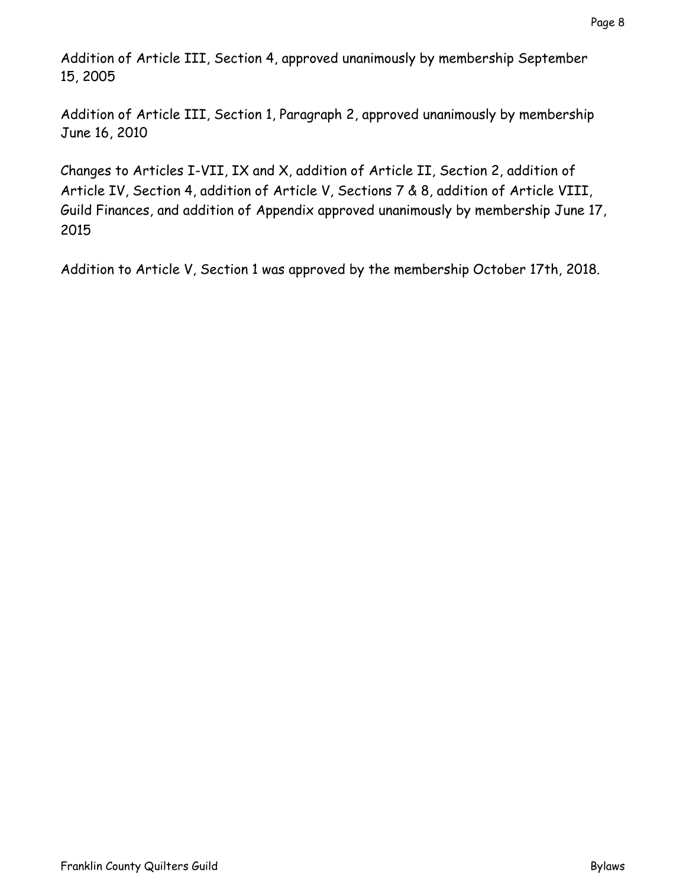Addition of Article III, Section 4, approved unanimously by membership September 15, 2005

Addition of Article III, Section 1, Paragraph 2, approved unanimously by membership June 16, 2010

Changes to Articles I-VII, IX and X, addition of Article II, Section 2, addition of Article IV, Section 4, addition of Article V, Sections 7 & 8, addition of Article VIII, Guild Finances, and addition of Appendix approved unanimously by membership June 17, 2015

Addition to Article V, Section 1 was approved by the membership October 17th, 2018.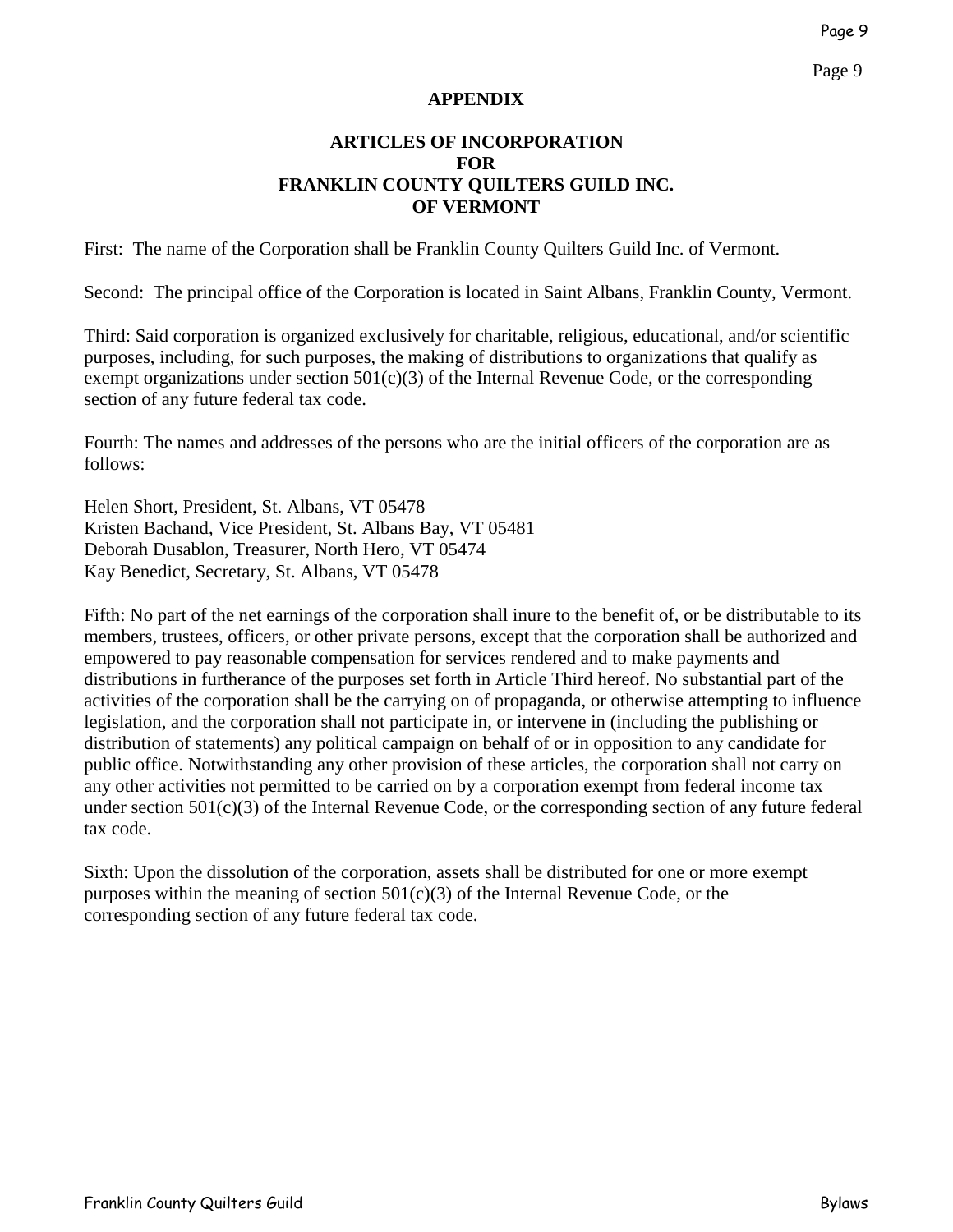# APPENDIX

## ARTICLES OF INCORPORATION FOR FRANKLIN COUNTY QUILTERS GUILD INC. OF VERMONT

First: The name of the Corporation shall be Franklin County Quilters Guild Inc. of Vermont.

Second: The principal office of the Corporation is located in Saint Albans, Franklin County, Vermont.

Third: Said corporation is organized exclusively for charitable, religious, educational, and/or scientific purposes, including, for such purposes, the making of distributions to organizations that qualify as exempt organizations under section 501(c)(3) of the Internal Revenue Code, or the corresponding section of any future federal tax code.

Fourth: The names and addresses of the persons who are the initial officers of the corporation are as follows:

Helen Short, President, St. Albans, VT 05478
Kristen Bachand, Vice President, St. Albans Bay, VT 05481
Deborah Dusablon, Treasurer, North Hero, VT 05474
Kay Benedict, Secretary, St. Albans, VT 05478

Fifth: No part of the net earnings of the corporation shall inure to the benefit of, or be distributable to its members, trustees, officers, or other private persons, except that the corporation shall be authorized and empowered to pay reasonable compensation for services rendered and to make payments and distributions in furtherance of the purposes set forth in Article Third hereof. No substantial part of the activities of the corporation shall be the carrying on of propaganda, or otherwise attempting to influence legislation, and the corporation shall not participate in, or intervene in (including the publishing or distribution of statements) any political campaign on behalf of or in opposition to any candidate for public office. Notwithstanding any other provision of these articles, the corporation shall not carry on any other activities not permitted to be carried on by a corporation exempt from federal income tax under section 501(c)(3) of the Internal Revenue Code, or the corresponding section of any future federal tax code.

Sixth: Upon the dissolution of the corporation, assets shall be distributed for one or more exempt purposes within the meaning of section 501(c)(3) of the Internal Revenue Code, or the corresponding section of any future federal tax code.